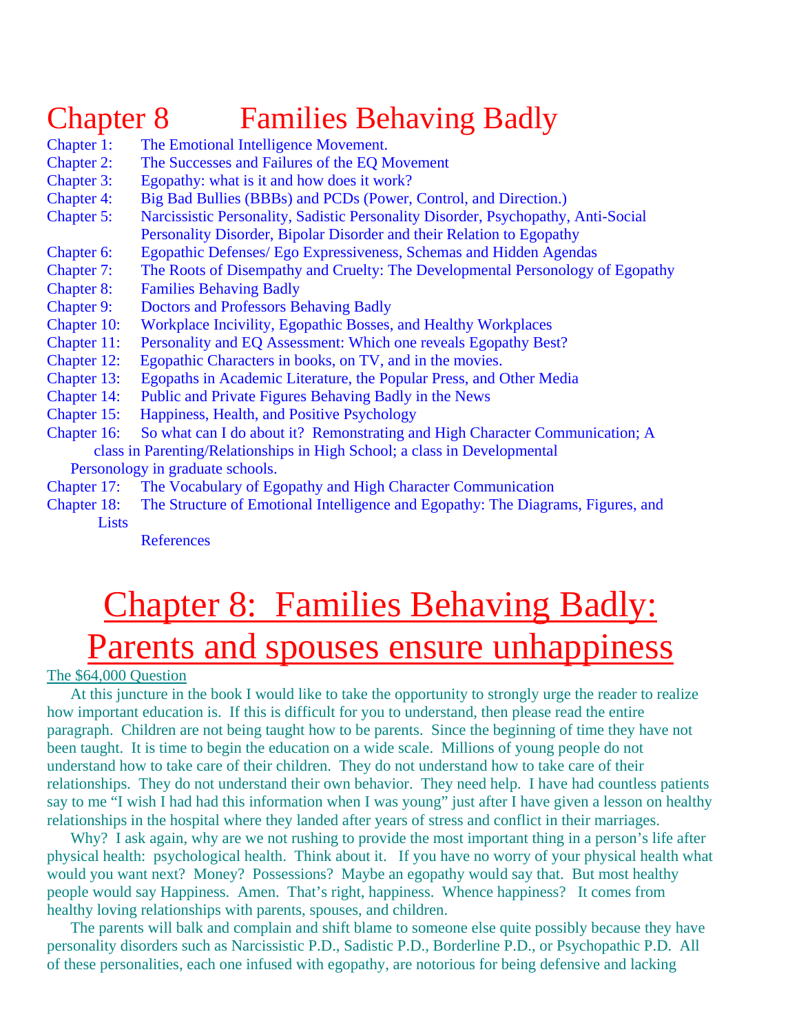# Chapter 8 Families Behaving Badly

Chapter 1: The Emotional Intelligence Movement.
Chapter 2: The Successes and Failures of the EQ Movement
Chapter 3: Egopathy: what is it and how does it work?
Chapter 4: Big Bad Bullies (BBBs) and PCDs (Power, Control, and Direction.)
Chapter 5: Narcissistic Personality, Sadistic Personality Disorder, Psychopathy, Anti-Social Personality Disorder, Bipolar Disorder and their Relation to Egopathy
Chapter 6: Egopathic Defenses/ Ego Expressiveness, Schemas and Hidden Agendas
Chapter 7: The Roots of Disempathy and Cruelty: The Developmental Personology of Egopathy
Chapter 8: Families Behaving Badly
Chapter 9: Doctors and Professors Behaving Badly
Chapter 10: Workplace Incivility, Egopathic Bosses, and Healthy Workplaces
Chapter 11: Personality and EQ Assessment: Which one reveals Egopathy Best?
Chapter 12: Egopathic Characters in books, on TV, and in the movies.
Chapter 13: Egopaths in Academic Literature, the Popular Press, and Other Media
Chapter 14: Public and Private Figures Behaving Badly in the News
Chapter 15: Happiness, Health, and Positive Psychology
Chapter 16: So what can I do about it? Remonstrating and High Character Communication; A class in Parenting/Relationships in High School; a class in Developmental Personology in graduate schools.
Chapter 17: The Vocabulary of Egopathy and High Character Communication
Chapter 18: The Structure of Emotional Intelligence and Egopathy: The Diagrams, Figures, and Lists
References

# Chapter 8: Families Behaving Badly: Parents and spouses ensure unhappiness

## The $64,000 Question

At this juncture in the book I would like to take the opportunity to strongly urge the reader to realize how important education is. If this is difficult for you to understand, then please read the entire paragraph. Children are not being taught how to be parents. Since the beginning of time they have not been taught. It is time to begin the education on a wide scale. Millions of young people do not understand how to take care of their children. They do not understand how to take care of their relationships. They do not understand their own behavior. They need help. I have had countless patients say to me "I wish I had had this information when I was young" just after I have given a lesson on healthy relationships in the hospital where they landed after years of stress and conflict in their marriages.

Why? I ask again, why are we not rushing to provide the most important thing in a person's life after physical health: psychological health. Think about it. If you have no worry of your physical health what would you want next? Money? Possessions? Maybe an egopathy would say that. But most healthy people would say Happiness. Amen. That's right, happiness. Whence happiness? It comes from healthy loving relationships with parents, spouses, and children.

The parents will balk and complain and shift blame to someone else quite possibly because they have personality disorders such as Narcissistic P.D., Sadistic P.D., Borderline P.D., or Psychopathic P.D. All of these personalities, each one infused with egopathy, are notorious for being defensive and lacking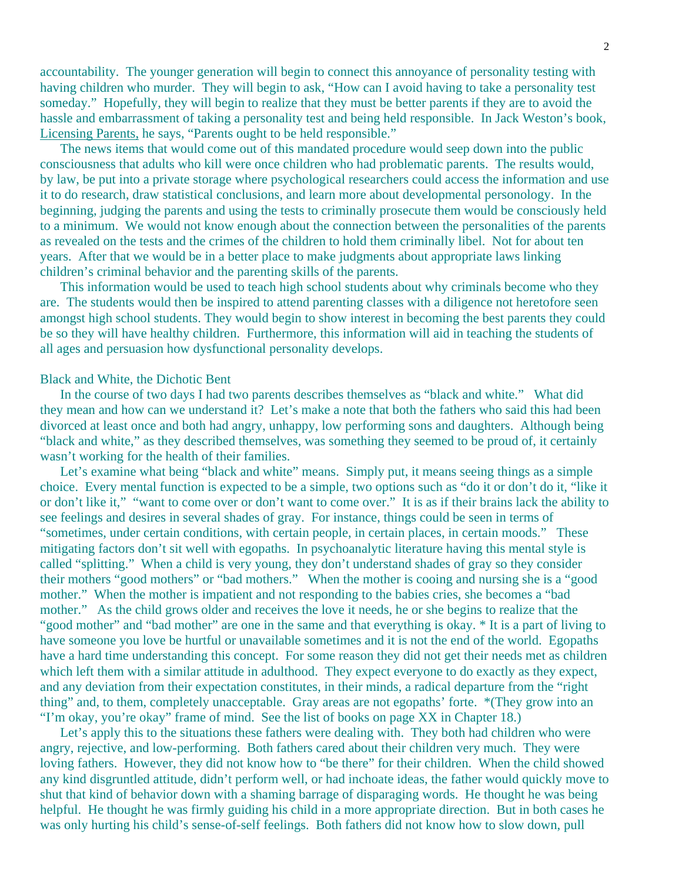accountability. The younger generation will begin to connect this annoyance of personality testing with having children who murder. They will begin to ask, "How can I avoid having to take a personality test someday." Hopefully, they will begin to realize that they must be better parents if they are to avoid the hassle and embarrassment of taking a personality test and being held responsible. In Jack Weston's book, Licensing Parents, he says, "Parents ought to be held responsible."

The news items that would come out of this mandated procedure would seep down into the public consciousness that adults who kill were once children who had problematic parents. The results would, by law, be put into a private storage where psychological researchers could access the information and use it to do research, draw statistical conclusions, and learn more about developmental personology. In the beginning, judging the parents and using the tests to criminally prosecute them would be consciously held to a minimum. We would not know enough about the connection between the personalities of the parents as revealed on the tests and the crimes of the children to hold them criminally libel. Not for about ten years. After that we would be in a better place to make judgments about appropriate laws linking children's criminal behavior and the parenting skills of the parents.

This information would be used to teach high school students about why criminals become who they are. The students would then be inspired to attend parenting classes with a diligence not heretofore seen amongst high school students. They would begin to show interest in becoming the best parents they could be so they will have healthy children. Furthermore, this information will aid in teaching the students of all ages and persuasion how dysfunctional personality develops.

### Black and White, the Dichotic Bent

In the course of two days I had two parents describes themselves as "black and white." What did they mean and how can we understand it? Let's make a note that both the fathers who said this had been divorced at least once and both had angry, unhappy, low performing sons and daughters. Although being "black and white," as they described themselves, was something they seemed to be proud of, it certainly wasn't working for the health of their families.

Let's examine what being "black and white" means. Simply put, it means seeing things as a simple choice. Every mental function is expected to be a simple, two options such as "do it or don't do it, "like it or don't like it," "want to come over or don't want to come over." It is as if their brains lack the ability to see feelings and desires in several shades of gray. For instance, things could be seen in terms of "sometimes, under certain conditions, with certain people, in certain places, in certain moods." These mitigating factors don't sit well with egopaths. In psychoanalytic literature having this mental style is called "splitting." When a child is very young, they don't understand shades of gray so they consider their mothers "good mothers" or "bad mothers." When the mother is cooing and nursing she is a "good mother." When the mother is impatient and not responding to the babies cries, she becomes a "bad mother." As the child grows older and receives the love it needs, he or she begins to realize that the "good mother" and "bad mother" are one in the same and that everything is okay. * It is a part of living to have someone you love be hurtful or unavailable sometimes and it is not the end of the world. Egopaths have a hard time understanding this concept. For some reason they did not get their needs met as children which left them with a similar attitude in adulthood. They expect everyone to do exactly as they expect, and any deviation from their expectation constitutes, in their minds, a radical departure from the "right thing" and, to them, completely unacceptable. Gray areas are not egopaths' forte. *(They grow into an "I'm okay, you're okay" frame of mind. See the list of books on page XX in Chapter 18.)

Let's apply this to the situations these fathers were dealing with. They both had children who were angry, rejective, and low-performing. Both fathers cared about their children very much. They were loving fathers. However, they did not know how to "be there" for their children. When the child showed any kind disgruntled attitude, didn't perform well, or had inchoate ideas, the father would quickly move to shut that kind of behavior down with a shaming barrage of disparaging words. He thought he was being helpful. He thought he was firmly guiding his child in a more appropriate direction. But in both cases he was only hurting his child's sense-of-self feelings. Both fathers did not know how to slow down, pull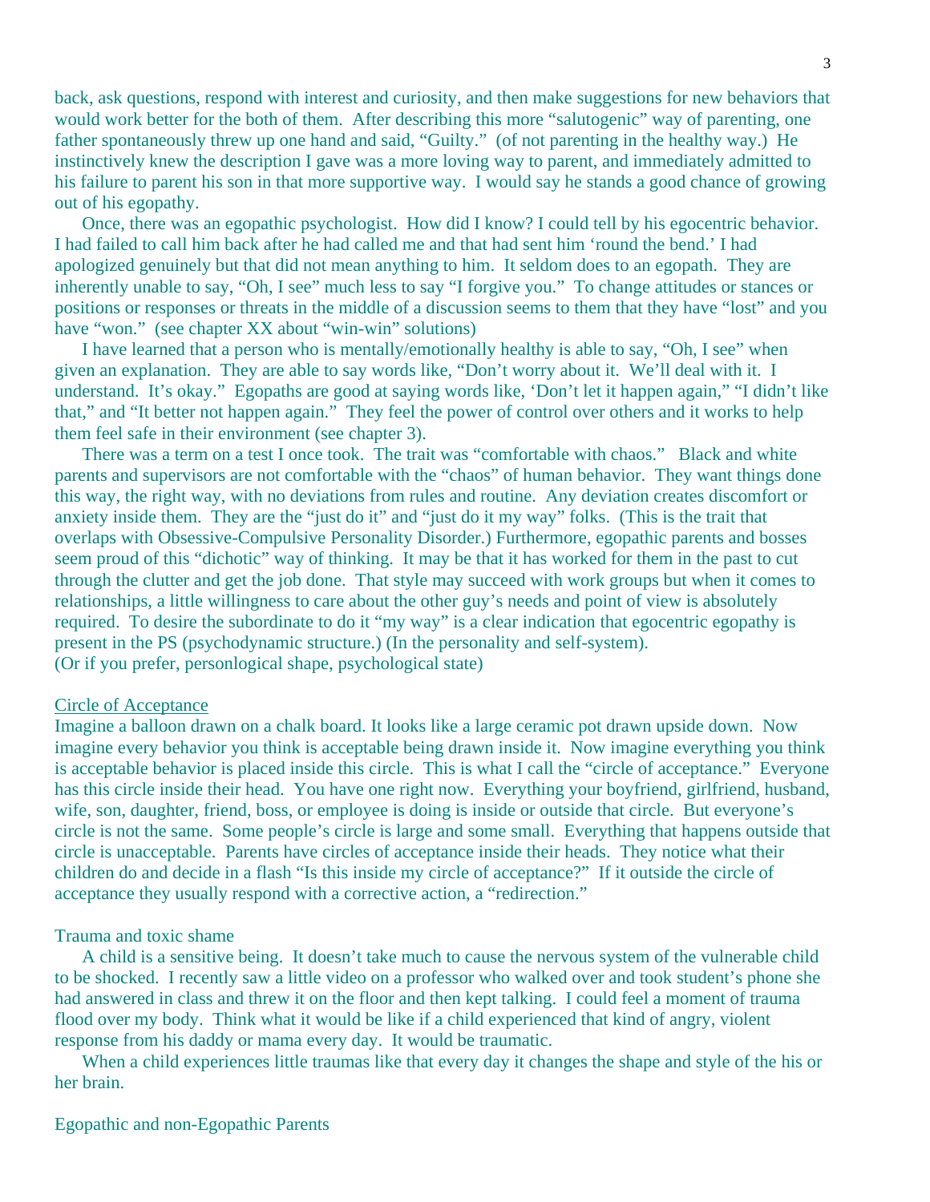back, ask questions, respond with interest and curiosity, and then make suggestions for new behaviors that would work better for the both of them. After describing this more "salutogenic" way of parenting, one father spontaneously threw up one hand and said, "Guilty." (of not parenting in the healthy way.) He instinctively knew the description I gave was a more loving way to parent, and immediately admitted to his failure to parent his son in that more supportive way. I would say he stands a good chance of growing out of his egopathy.

Once, there was an egopathic psychologist. How did I know? I could tell by his egocentric behavior. I had failed to call him back after he had called me and that had sent him 'round the bend.' I had apologized genuinely but that did not mean anything to him. It seldom does to an egopath. They are inherently unable to say, "Oh, I see" much less to say "I forgive you." To change attitudes or stances or positions or responses or threats in the middle of a discussion seems to them that they have "lost" and you have "won." (see chapter XX about "win-win" solutions)

I have learned that a person who is mentally/emotionally healthy is able to say, "Oh, I see" when given an explanation. They are able to say words like, "Don't worry about it. We'll deal with it. I understand. It's okay." Egopaths are good at saying words like, 'Don't let it happen again," "I didn't like that," and "It better not happen again." They feel the power of control over others and it works to help them feel safe in their environment (see chapter 3).

There was a term on a test I once took. The trait was "comfortable with chaos." Black and white parents and supervisors are not comfortable with the "chaos" of human behavior. They want things done this way, the right way, with no deviations from rules and routine. Any deviation creates discomfort or anxiety inside them. They are the "just do it" and "just do it my way" folks. (This is the trait that overlaps with Obsessive-Compulsive Personality Disorder.) Furthermore, egopathic parents and bosses seem proud of this "dichotic" way of thinking. It may be that it has worked for them in the past to cut through the clutter and get the job done. That style may succeed with work groups but when it comes to relationships, a little willingness to care about the other guy's needs and point of view is absolutely required. To desire the subordinate to do it "my way" is a clear indication that egocentric egopathy is present in the PS (psychodynamic structure.) (In the personality and self-system).
(Or if you prefer, personlogical shape, psychological state)

<u>Circle of Acceptance</u>

Imagine a balloon drawn on a chalk board. It looks like a large ceramic pot drawn upside down. Now imagine every behavior you think is acceptable being drawn inside it. Now imagine everything you think is acceptable behavior is placed inside this circle. This is what I call the "circle of acceptance." Everyone has this circle inside their head. You have one right now. Everything your boyfriend, girlfriend, husband, wife, son, daughter, friend, boss, or employee is doing is inside or outside that circle. But everyone's circle is not the same. Some people's circle is large and some small. Everything that happens outside that circle is unacceptable. Parents have circles of acceptance inside their heads. They notice what their children do and decide in a flash "Is this inside my circle of acceptance?" If it outside the circle of acceptance they usually respond with a corrective action, a "redirection."

Trauma and toxic shame

A child is a sensitive being. It doesn't take much to cause the nervous system of the vulnerable child to be shocked. I recently saw a little video on a professor who walked over and took student's phone she had answered in class and threw it on the floor and then kept talking. I could feel a moment of trauma flood over my body. Think what it would be like if a child experienced that kind of angry, violent response from his daddy or mama every day. It would be traumatic.

When a child experiences little traumas like that every day it changes the shape and style of the his or her brain.

Egopathic and non-Egopathic Parents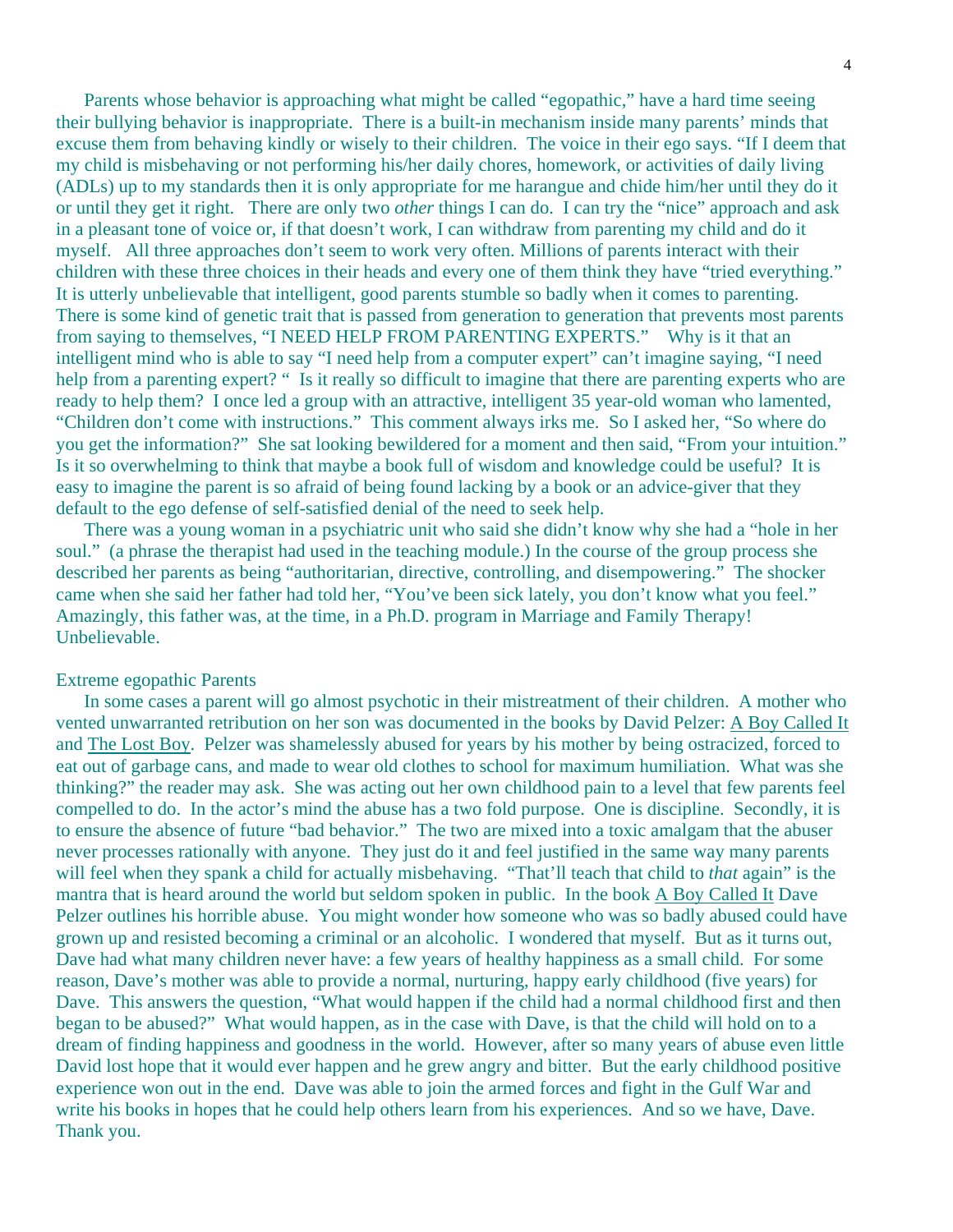Parents whose behavior is approaching what might be called "egopathic," have a hard time seeing their bullying behavior is inappropriate. There is a built-in mechanism inside many parents' minds that excuse them from behaving kindly or wisely to their children. The voice in their ego says. "If I deem that my child is misbehaving or not performing his/her daily chores, homework, or activities of daily living (ADLs) up to my standards then it is only appropriate for me harangue and chide him/her until they do it or until they get it right. There are only two *other* things I can do. I can try the "nice" approach and ask in a pleasant tone of voice or, if that doesn't work, I can withdraw from parenting my child and do it myself. All three approaches don't seem to work very often. Millions of parents interact with their children with these three choices in their heads and every one of them think they have "tried everything." It is utterly unbelievable that intelligent, good parents stumble so badly when it comes to parenting. There is some kind of genetic trait that is passed from generation to generation that prevents most parents from saying to themselves, "I NEED HELP FROM PARENTING EXPERTS." Why is it that an intelligent mind who is able to say "I need help from a computer expert" can't imagine saying, "I need help from a parenting expert? " Is it really so difficult to imagine that there are parenting experts who are ready to help them? I once led a group with an attractive, intelligent 35 year-old woman who lamented, "Children don't come with instructions." This comment always irks me. So I asked her, "So where do you get the information?" She sat looking bewildered for a moment and then said, "From your intuition." Is it so overwhelming to think that maybe a book full of wisdom and knowledge could be useful? It is easy to imagine the parent is so afraid of being found lacking by a book or an advice-giver that they default to the ego defense of self-satisfied denial of the need to seek help.

There was a young woman in a psychiatric unit who said she didn't know why she had a "hole in her soul." (a phrase the therapist had used in the teaching module.) In the course of the group process she described her parents as being "authoritarian, directive, controlling, and disempowering." The shocker came when she said her father had told her, "You've been sick lately, you don't know what you feel." Amazingly, this father was, at the time, in a Ph.D. program in Marriage and Family Therapy! Unbelievable.

## Extreme egopathic Parents

In some cases a parent will go almost psychotic in their mistreatment of their children. A mother who vented unwarranted retribution on her son was documented in the books by David Pelzer: A Boy Called It and The Lost Boy. Pelzer was shamelessly abused for years by his mother by being ostracized, forced to eat out of garbage cans, and made to wear old clothes to school for maximum humiliation. What was she thinking?" the reader may ask. She was acting out her own childhood pain to a level that few parents feel compelled to do. In the actor's mind the abuse has a two fold purpose. One is discipline. Secondly, it is to ensure the absence of future "bad behavior." The two are mixed into a toxic amalgam that the abuser never processes rationally with anyone. They just do it and feel justified in the same way many parents will feel when they spank a child for actually misbehaving. "That'll teach that child to *that* again" is the mantra that is heard around the world but seldom spoken in public. In the book A Boy Called It Dave Pelzer outlines his horrible abuse. You might wonder how someone who was so badly abused could have grown up and resisted becoming a criminal or an alcoholic. I wondered that myself. But as it turns out, Dave had what many children never have: a few years of healthy happiness as a small child. For some reason, Dave's mother was able to provide a normal, nurturing, happy early childhood (five years) for Dave. This answers the question, "What would happen if the child had a normal childhood first and then began to be abused?" What would happen, as in the case with Dave, is that the child will hold on to a dream of finding happiness and goodness in the world. However, after so many years of abuse even little David lost hope that it would ever happen and he grew angry and bitter. But the early childhood positive experience won out in the end. Dave was able to join the armed forces and fight in the Gulf War and write his books in hopes that he could help others learn from his experiences. And so we have, Dave. Thank you.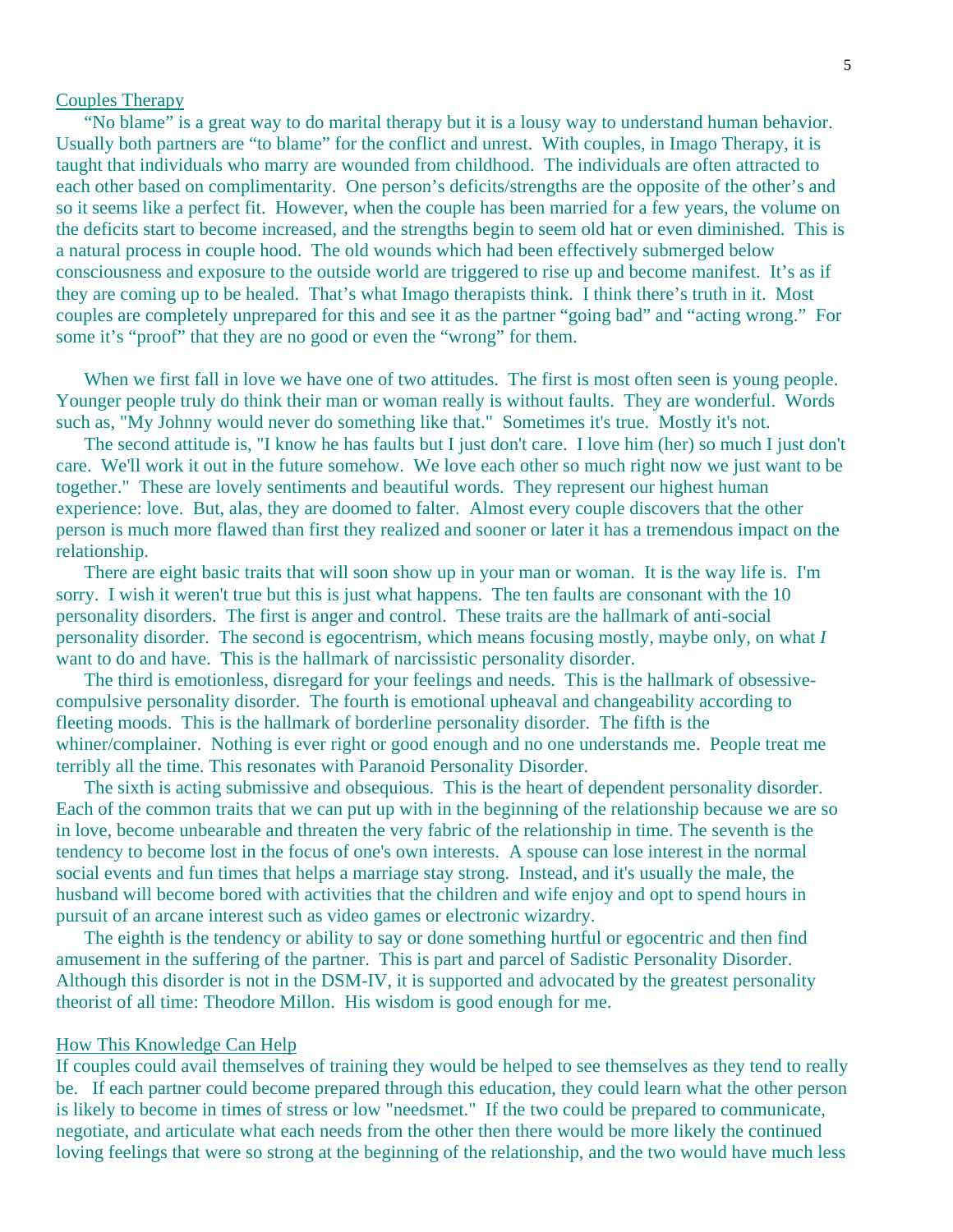Couples Therapy

"No blame" is a great way to do marital therapy but it is a lousy way to understand human behavior. Usually both partners are "to blame" for the conflict and unrest. With couples, in Imago Therapy, it is taught that individuals who marry are wounded from childhood. The individuals are often attracted to each other based on complimentarity. One person's deficits/strengths are the opposite of the other's and so it seems like a perfect fit. However, when the couple has been married for a few years, the volume on the deficits start to become increased, and the strengths begin to seem old hat or even diminished. This is a natural process in couple hood. The old wounds which had been effectively submerged below consciousness and exposure to the outside world are triggered to rise up and become manifest. It's as if they are coming up to be healed. That's what Imago therapists think. I think there's truth in it. Most couples are completely unprepared for this and see it as the partner "going bad" and "acting wrong." For some it's "proof" that they are no good or even the "wrong" for them.

When we first fall in love we have one of two attitudes. The first is most often seen is young people. Younger people truly do think their man or woman really is without faults. They are wonderful. Words such as, "My Johnny would never do something like that." Sometimes it's true. Mostly it's not.

The second attitude is, "I know he has faults but I just don't care. I love him (her) so much I just don't care. We'll work it out in the future somehow. We love each other so much right now we just want to be together." These are lovely sentiments and beautiful words. They represent our highest human experience: love. But, alas, they are doomed to falter. Almost every couple discovers that the other person is much more flawed than first they realized and sooner or later it has a tremendous impact on the relationship.

There are eight basic traits that will soon show up in your man or woman. It is the way life is. I'm sorry. I wish it weren't true but this is just what happens. The ten faults are consonant with the 10 personality disorders. The first is anger and control. These traits are the hallmark of anti-social personality disorder. The second is egocentrism, which means focusing mostly, maybe only, on what *I* want to do and have. This is the hallmark of narcissistic personality disorder.

The third is emotionless, disregard for your feelings and needs. This is the hallmark of obsessive-compulsive personality disorder. The fourth is emotional upheaval and changeability according to fleeting moods. This is the hallmark of borderline personality disorder. The fifth is the whiner/complainer. Nothing is ever right or good enough and no one understands me. People treat me terribly all the time. This resonates with Paranoid Personality Disorder.

The sixth is acting submissive and obsequious. This is the heart of dependent personality disorder. Each of the common traits that we can put up with in the beginning of the relationship because we are so in love, become unbearable and threaten the very fabric of the relationship in time. The seventh is the tendency to become lost in the focus of one's own interests. A spouse can lose interest in the normal social events and fun times that helps a marriage stay strong. Instead, and it's usually the male, the husband will become bored with activities that the children and wife enjoy and opt to spend hours in pursuit of an arcane interest such as video games or electronic wizardry.

The eighth is the tendency or ability to say or done something hurtful or egocentric and then find amusement in the suffering of the partner. This is part and parcel of Sadistic Personality Disorder. Although this disorder is not in the DSM-IV, it is supported and advocated by the greatest personality theorist of all time: Theodore Millon. His wisdom is good enough for me.

How This Knowledge Can Help

If couples could avail themselves of training they would be helped to see themselves as they tend to really be. If each partner could become prepared through this education, they could learn what the other person is likely to become in times of stress or low "needsmet." If the two could be prepared to communicate, negotiate, and articulate what each needs from the other then there would be more likely the continued loving feelings that were so strong at the beginning of the relationship, and the two would have much less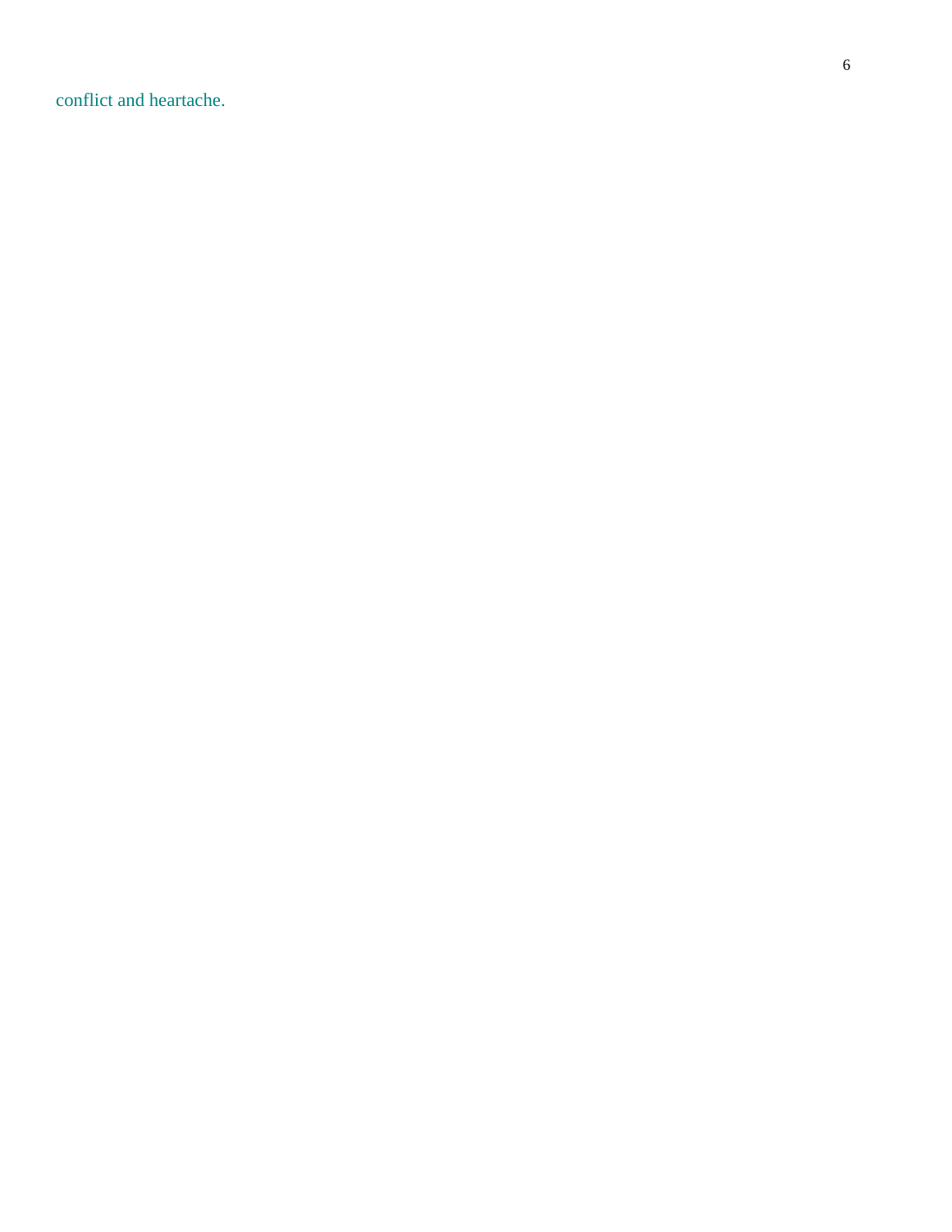conflict and heartache.